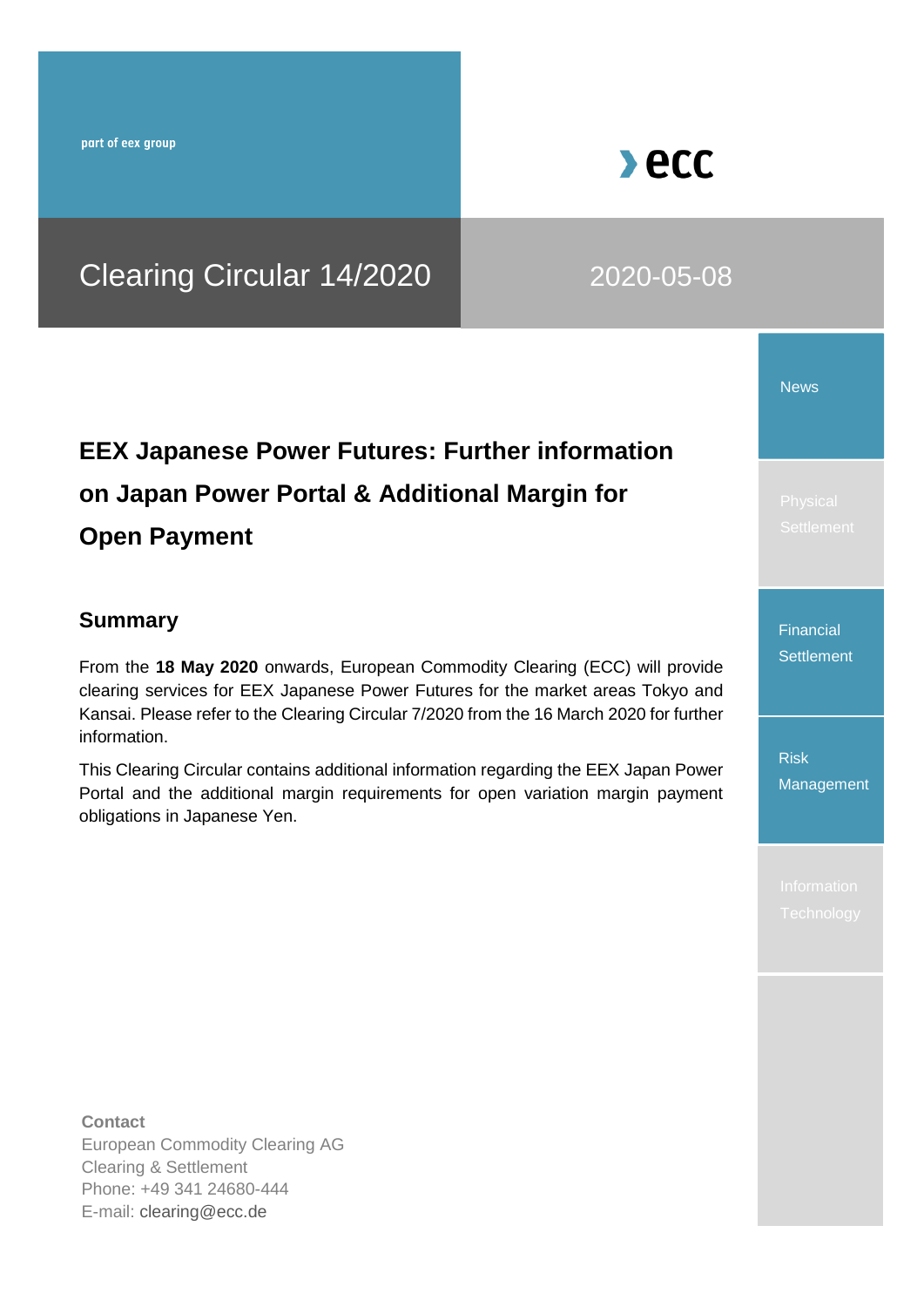part of eex group

ecc

# Clearing Circular 14/2020

2020-05-08

News

Physical Settlement

Financial Settlement

Risk Management

Information Technology

## EEX Japanese Power Futures: Further information on Japan Power Portal & Additional Margin for Open Payment

### Summary

From the **18 May 2020** onwards, European Commodity Clearing (ECC) will provide clearing services for EEX Japanese Power Futures for the market areas Tokyo and Kansai. Please refer to the Clearing Circular 7/2020 from the 16 March 2020 for further information.

This Clearing Circular contains additional information regarding the EEX Japan Power Portal and the additional margin requirements for open variation margin payment obligations in Japanese Yen.

**Contact**
European Commodity Clearing AG
Clearing & Settlement
Phone: +49 341 24680-444
E-mail: clearing@ecc.de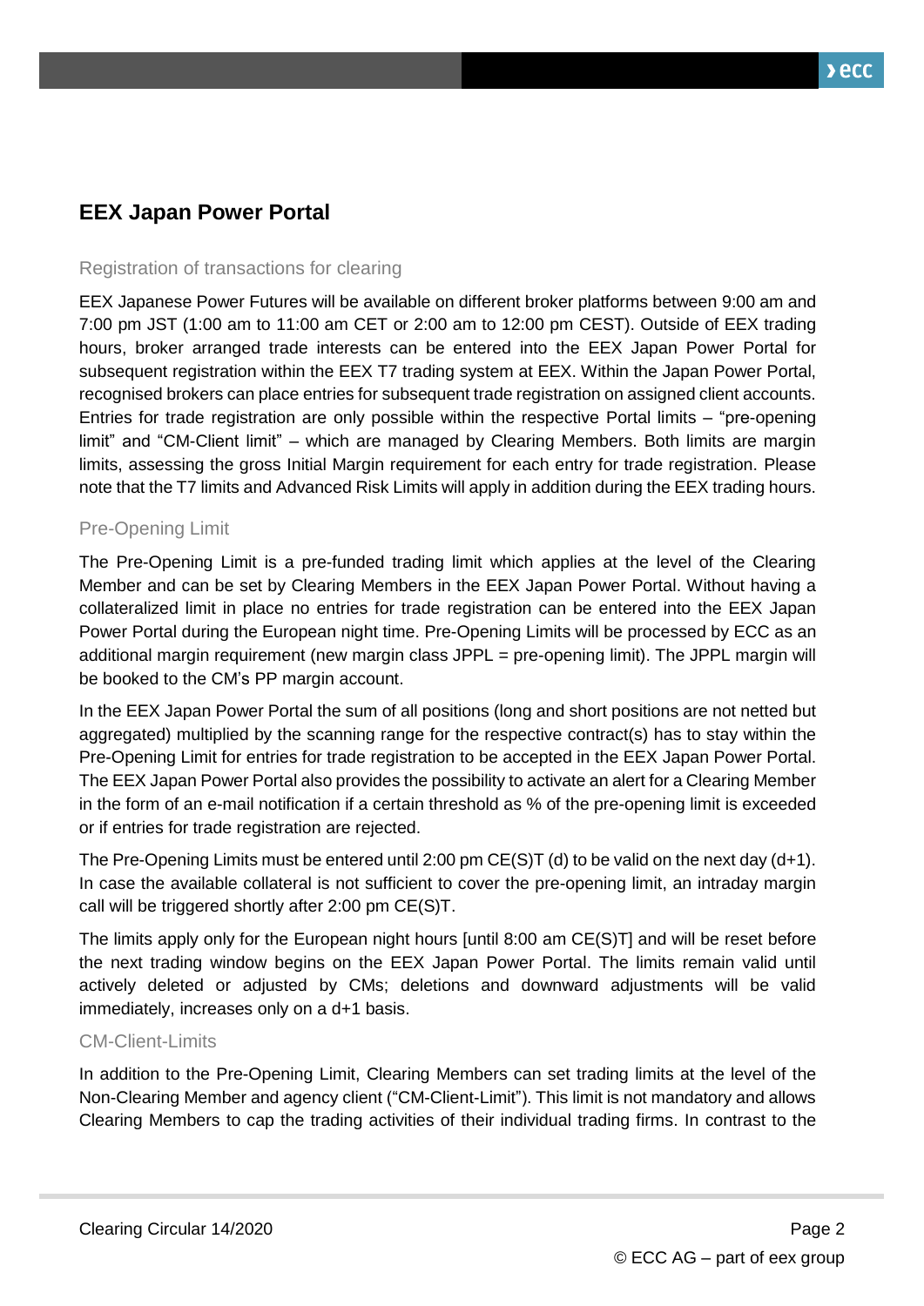## EEX Japan Power Portal

### Registration of transactions for clearing

EEX Japanese Power Futures will be available on different broker platforms between 9:00 am and 7:00 pm JST (1:00 am to 11:00 am CET or 2:00 am to 12:00 pm CEST). Outside of EEX trading hours, broker arranged trade interests can be entered into the EEX Japan Power Portal for subsequent registration within the EEX T7 trading system at EEX. Within the Japan Power Portal, recognised brokers can place entries for subsequent trade registration on assigned client accounts. Entries for trade registration are only possible within the respective Portal limits – "pre-opening limit" and "CM-Client limit" – which are managed by Clearing Members. Both limits are margin limits, assessing the gross Initial Margin requirement for each entry for trade registration. Please note that the T7 limits and Advanced Risk Limits will apply in addition during the EEX trading hours.

### Pre-Opening Limit

The Pre-Opening Limit is a pre-funded trading limit which applies at the level of the Clearing Member and can be set by Clearing Members in the EEX Japan Power Portal. Without having a collateralized limit in place no entries for trade registration can be entered into the EEX Japan Power Portal during the European night time. Pre-Opening Limits will be processed by ECC as an additional margin requirement (new margin class JPPL = pre-opening limit). The JPPL margin will be booked to the CM's PP margin account.

In the EEX Japan Power Portal the sum of all positions (long and short positions are not netted but aggregated) multiplied by the scanning range for the respective contract(s) has to stay within the Pre-Opening Limit for entries for trade registration to be accepted in the EEX Japan Power Portal. The EEX Japan Power Portal also provides the possibility to activate an alert for a Clearing Member in the form of an e-mail notification if a certain threshold as % of the pre-opening limit is exceeded or if entries for trade registration are rejected.

The Pre-Opening Limits must be entered until 2:00 pm CE(S)T (d) to be valid on the next day (d+1). In case the available collateral is not sufficient to cover the pre-opening limit, an intraday margin call will be triggered shortly after 2:00 pm CE(S)T.

The limits apply only for the European night hours [until 8:00 am CE(S)T] and will be reset before the next trading window begins on the EEX Japan Power Portal. The limits remain valid until actively deleted or adjusted by CMs; deletions and downward adjustments will be valid immediately, increases only on a d+1 basis.

### CM-Client-Limits

In addition to the Pre-Opening Limit, Clearing Members can set trading limits at the level of the Non-Clearing Member and agency client ("CM-Client-Limit"). This limit is not mandatory and allows Clearing Members to cap the trading activities of their individual trading firms. In contrast to the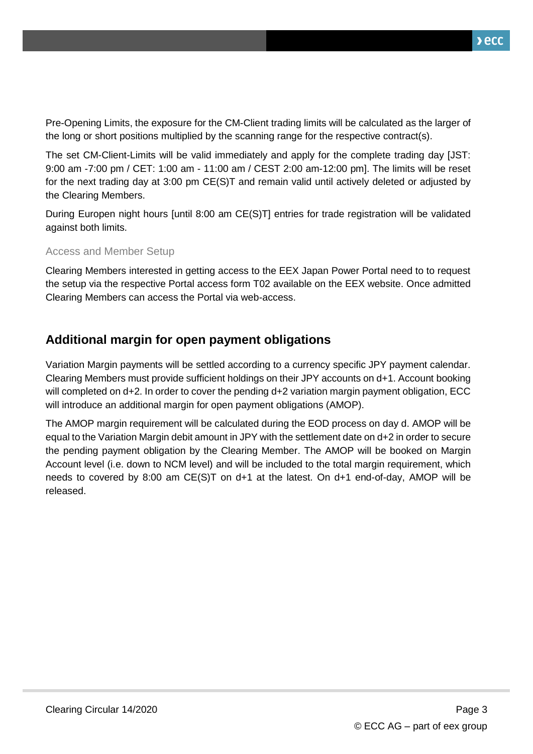Pre-Opening Limits, the exposure for the CM-Client trading limits will be calculated as the larger of the long or short positions multiplied by the scanning range for the respective contract(s).

The set CM-Client-Limits will be valid immediately and apply for the complete trading day [JST: 9:00 am -7:00 pm / CET: 1:00 am - 11:00 am / CEST 2:00 am-12:00 pm]. The limits will be reset for the next trading day at 3:00 pm CE(S)T and remain valid until actively deleted or adjusted by the Clearing Members.

During Europen night hours [until 8:00 am CE(S)T] entries for trade registration will be validated against both limits.

### Access and Member Setup

Clearing Members interested in getting access to the EEX Japan Power Portal need to to request the setup via the respective Portal access form T02 available on the EEX website. Once admitted Clearing Members can access the Portal via web-access.

## Additional margin for open payment obligations

Variation Margin payments will be settled according to a currency specific JPY payment calendar. Clearing Members must provide sufficient holdings on their JPY accounts on d+1. Account booking will completed on d+2. In order to cover the pending d+2 variation margin payment obligation, ECC will introduce an additional margin for open payment obligations (AMOP).

The AMOP margin requirement will be calculated during the EOD process on day d. AMOP will be equal to the Variation Margin debit amount in JPY with the settlement date on d+2 in order to secure the pending payment obligation by the Clearing Member. The AMOP will be booked on Margin Account level (i.e. down to NCM level) and will be included to the total margin requirement, which needs to covered by 8:00 am CE(S)T on d+1 at the latest. On d+1 end-of-day, AMOP will be released.